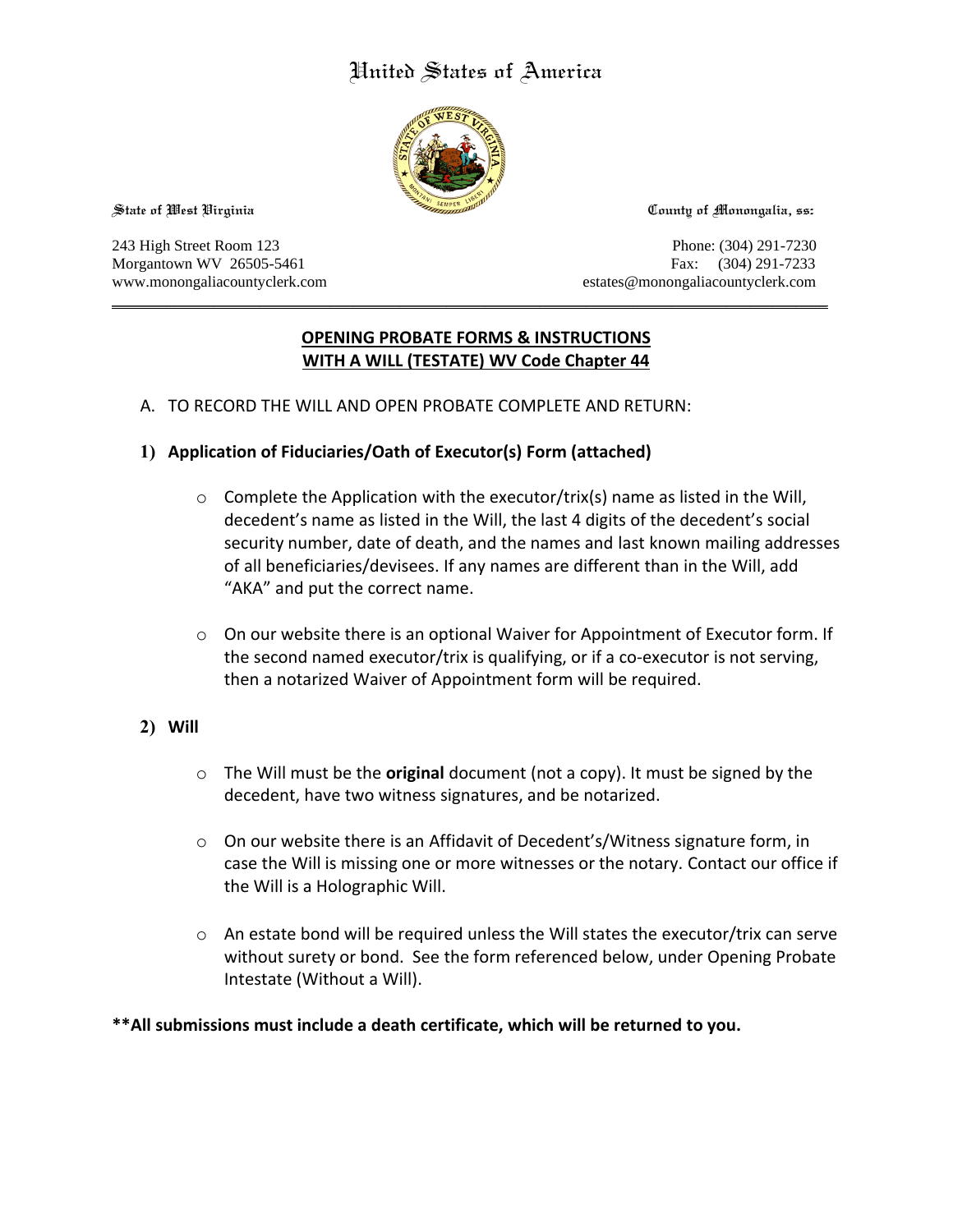United States of America

State of West Virginia

County of Monongalia, ss:

243 High Street Room 123
Morgantown WV 26505-5461
www.monongaliacountyclerk.com

Phone: (304) 291-7230
Fax: (304) 291-7233
estates@monongaliacountyclerk.com

---

## OPENING PROBATE FORMS & INSTRUCTIONS
## WITH A WILL (TESTATE) WV Code Chapter 44

A. TO RECORD THE WILL AND OPEN PROBATE COMPLETE AND RETURN:

**1) Application of Fiduciaries/Oath of Executor(s) Form (attached)**

- Complete the Application with the executor/trix(s) name as listed in the Will, decedent's name as listed in the Will, the last 4 digits of the decedent's social security number, date of death, and the names and last known mailing addresses of all beneficiaries/devisees. If any names are different than in the Will, add "AKA" and put the correct name.

- On our website there is an optional Waiver for Appointment of Executor form. If the second named executor/trix is qualifying, or if a co-executor is not serving, then a notarized Waiver of Appointment form will be required.

**2) Will**

- The Will must be the **original** document (not a copy). It must be signed by the decedent, have two witness signatures, and be notarized.

- On our website there is an Affidavit of Decedent's/Witness signature form, in case the Will is missing one or more witnesses or the notary. Contact our office if the Will is a Holographic Will.

- An estate bond will be required unless the Will states the executor/trix can serve without surety or bond. See the form referenced below, under Opening Probate Intestate (Without a Will).

****All submissions must include a death certificate, which will be returned to you.**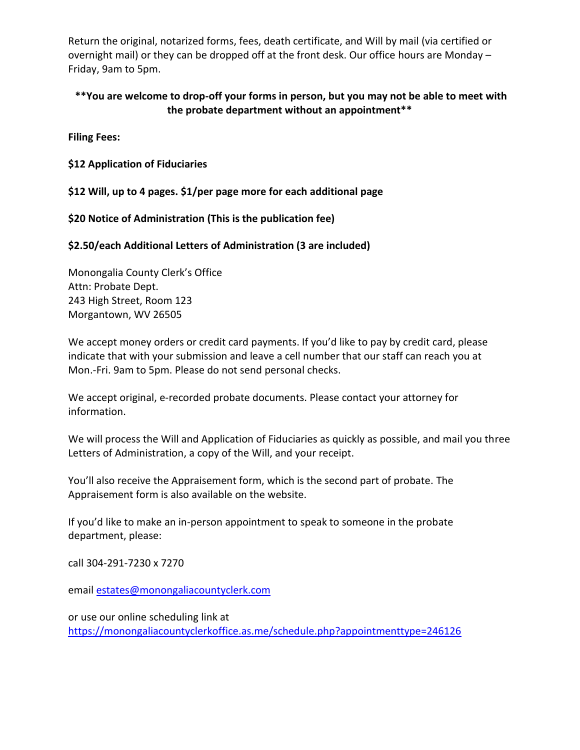Return the original, notarized forms, fees, death certificate, and Will by mail (via certified or overnight mail) or they can be dropped off at the front desk. Our office hours are Monday – Friday, 9am to 5pm.

**\*\*You are welcome to drop-off your forms in person, but you may not be able to meet with the probate department without an appointment\*\***

**Filing Fees:**

**$12 Application of Fiduciaries**

**$12 Will, up to 4 pages. $1/per page more for each additional page**

**$20 Notice of Administration (This is the publication fee)**

**$2.50/each Additional Letters of Administration (3 are included)**

Monongalia County Clerk's Office
Attn: Probate Dept.
243 High Street, Room 123
Morgantown, WV 26505

We accept money orders or credit card payments. If you'd like to pay by credit card, please indicate that with your submission and leave a cell number that our staff can reach you at Mon.-Fri. 9am to 5pm. Please do not send personal checks.

We accept original, e-recorded probate documents. Please contact your attorney for information.

We will process the Will and Application of Fiduciaries as quickly as possible, and mail you three Letters of Administration, a copy of the Will, and your receipt.

You'll also receive the Appraisement form, which is the second part of probate. The Appraisement form is also available on the website.

If you'd like to make an in-person appointment to speak to someone in the probate department, please:

call 304-291-7230 x 7270

email estates@monongaliacountyclerk.com

or use our online scheduling link at
https://monongaliacountyclerkoffice.as.me/schedule.php?appointmenttype=246126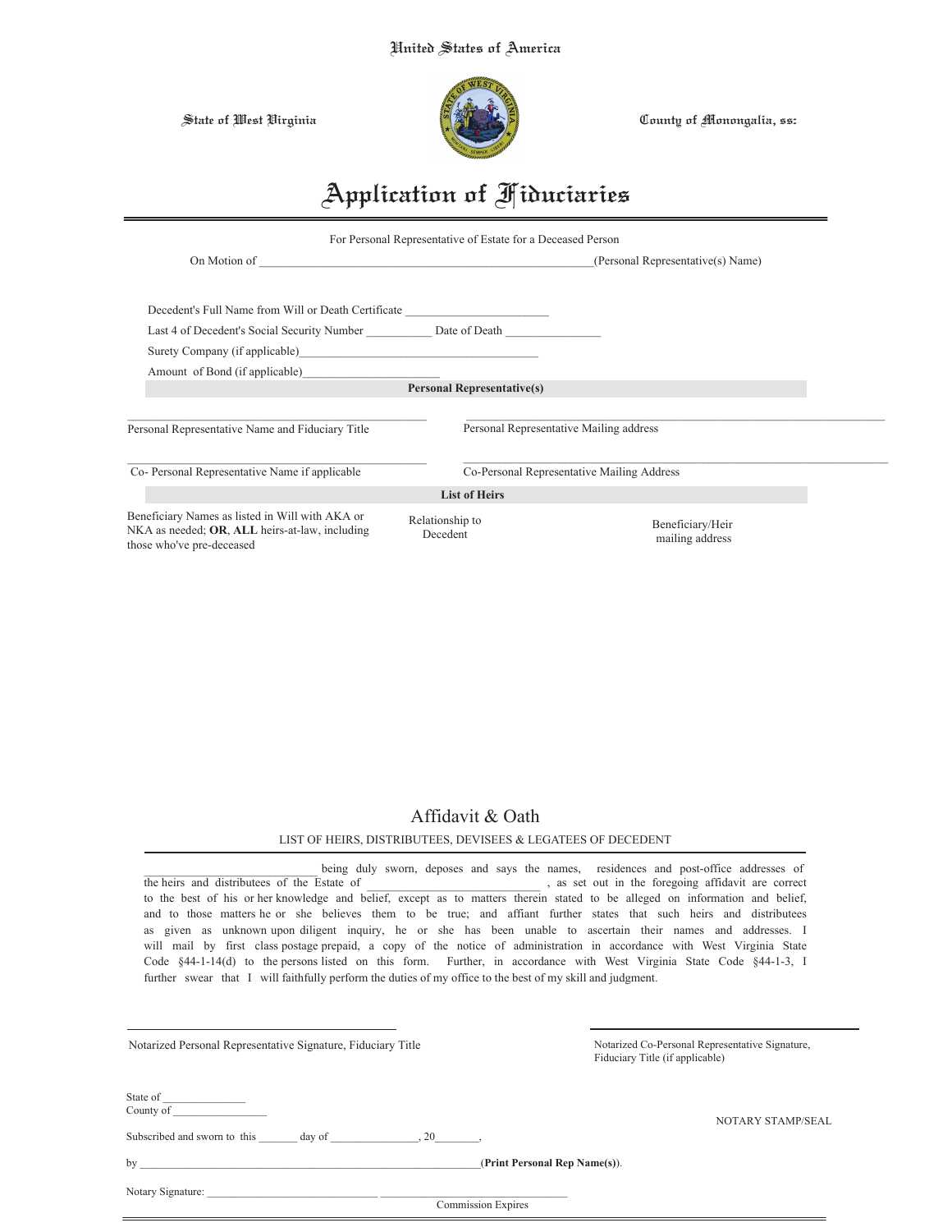United States of America

State of West Virginia | County of Monongalia, ss:

# Application of Fiduciaries

For Personal Representative of Estate for a Deceased Person

On Motion of ______________________________________________________(Personal Representative(s) Name)

Decedent's Full Name from Will or Death Certificate ________________________

Last 4 of Decedent's Social Security Number ___________ Date of Death ________________

Surety Company (if applicable)________________________________________

Amount of Bond (if applicable)_______________________

**Personal Representative(s)**

______________________________________________ ______________________________________________

Personal Representative Name and Fiduciary Title | Personal Representative Mailing address

______________________________________________ ______________________________________________

Co- Personal Representative Name if applicable | Co-Personal Representative Mailing Address

**List of Heirs**

| Beneficiary Names as listed in Will with AKA or NKA as needed; **OR**, **ALL** heirs-at-law, including those who've pre-deceased | Relationship to Decedent | Beneficiary/Heir mailing address |
|---|---|---|
| | | |

## Affidavit & Oath

LIST OF HEIRS, DISTRIBUTEES, DEVISEES & LEGATEES OF DECEDENT

____________________________ being duly sworn, deposes and says the names, residences and post-office addresses of the heirs and distributees of the Estate of ____________________________ , as set out in the foregoing affidavit are correct to the best of his or her knowledge and belief, except as to matters therein stated to be alleged on information and belief, and to those matters he or she believes them to be true; and affiant further states that such heirs and distributees as given as unknown upon diligent inquiry, he or she has been unable to ascertain their names and addresses. I will mail by first class postage prepaid, a copy of the notice of administration in accordance with West Virginia State Code §44-1-14(d) to the persons listed on this form. Further, in accordance with West Virginia State Code §44-1-3, I further swear that I will faithfully perform the duties of my office to the best of my skill and judgment.

____________________________________________ ____________________________________________

Notarized Personal Representative Signature, Fiduciary Title | Notarized Co-Personal Representative Signature, Fiduciary Title (if applicable)

State of _______________

County of _________________

NOTARY STAMP/SEAL

Subscribed and sworn to this _______ day of ________________, 20________,

by _____________________________________________________________(**Print Personal Rep Name(s)**).

Notary Signature: ______________________________ ______________________________

Commission Expires